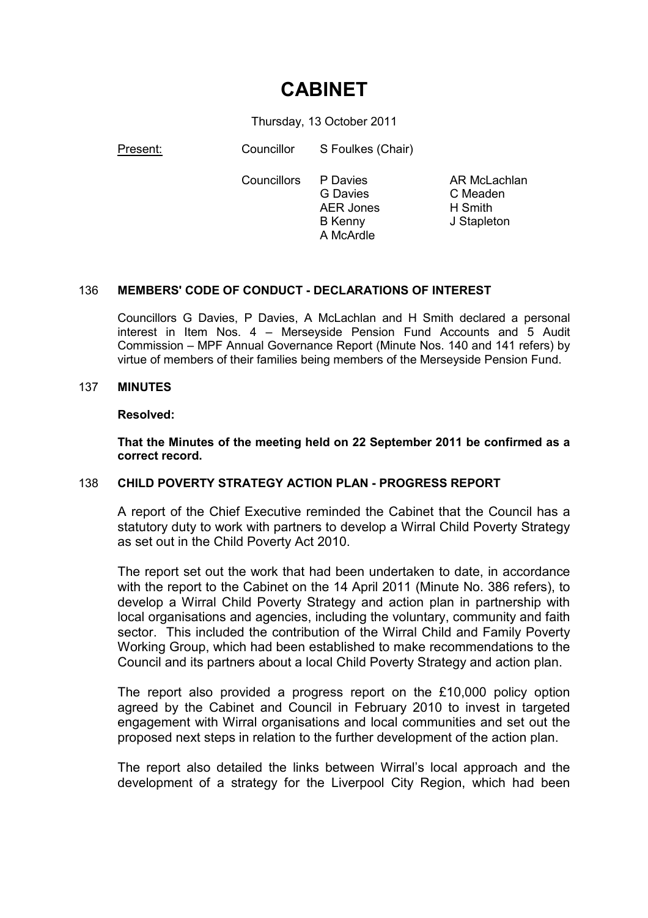# CABINET

Thursday, 13 October 2011

| Present: | Councillor | S Foulkes (Chair) | |
|---|---|---|---|
| | Councillors | P Davies | AR McLachlan |
| | | G Davies | C Meaden |
| | | AER Jones | H Smith |
| | | B Kenny | J Stapleton |
| | | A McArdle | |

## 136 MEMBERS' CODE OF CONDUCT - DECLARATIONS OF INTEREST

Councillors G Davies, P Davies, A McLachlan and H Smith declared a personal interest in Item Nos. 4 – Merseyside Pension Fund Accounts and 5 Audit Commission – MPF Annual Governance Report (Minute Nos. 140 and 141 refers) by virtue of members of their families being members of the Merseyside Pension Fund.

## 137 MINUTES

**Resolved:**

**That the Minutes of the meeting held on 22 September 2011 be confirmed as a correct record.**

## 138 CHILD POVERTY STRATEGY ACTION PLAN - PROGRESS REPORT

A report of the Chief Executive reminded the Cabinet that the Council has a statutory duty to work with partners to develop a Wirral Child Poverty Strategy as set out in the Child Poverty Act 2010.

The report set out the work that had been undertaken to date, in accordance with the report to the Cabinet on the 14 April 2011 (Minute No. 386 refers), to develop a Wirral Child Poverty Strategy and action plan in partnership with local organisations and agencies, including the voluntary, community and faith sector. This included the contribution of the Wirral Child and Family Poverty Working Group, which had been established to make recommendations to the Council and its partners about a local Child Poverty Strategy and action plan.

The report also provided a progress report on the £10,000 policy option agreed by the Cabinet and Council in February 2010 to invest in targeted engagement with Wirral organisations and local communities and set out the proposed next steps in relation to the further development of the action plan.

The report also detailed the links between Wirral's local approach and the development of a strategy for the Liverpool City Region, which had been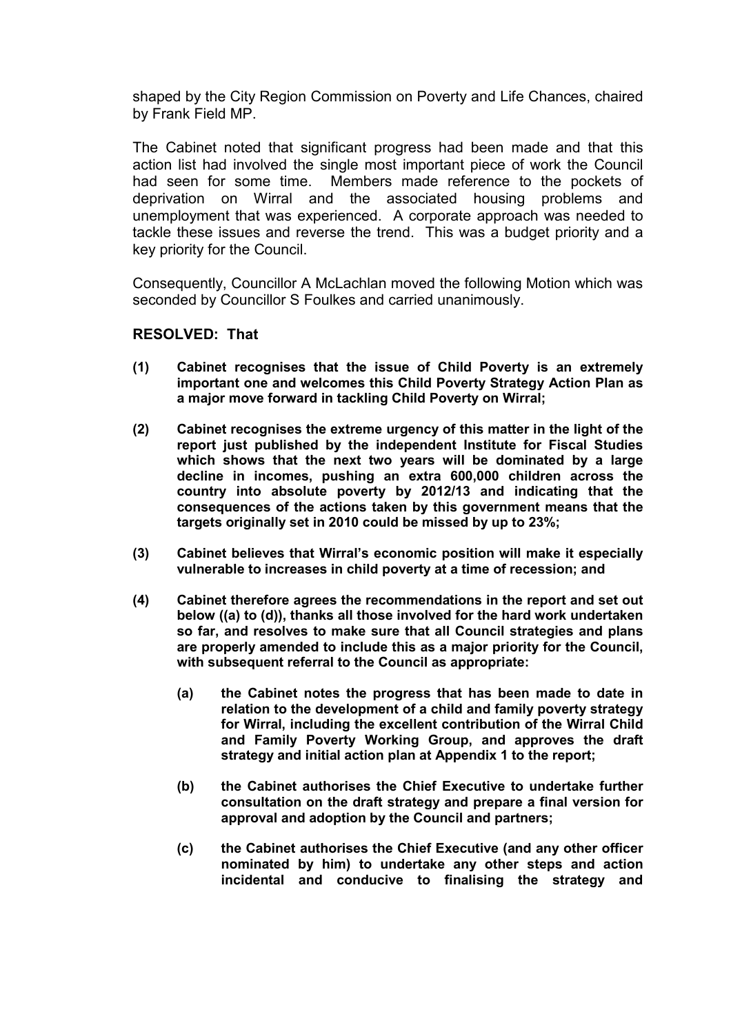shaped by the City Region Commission on Poverty and Life Chances, chaired by Frank Field MP.

The Cabinet noted that significant progress had been made and that this action list had involved the single most important piece of work the Council had seen for some time. Members made reference to the pockets of deprivation on Wirral and the associated housing problems and unemployment that was experienced. A corporate approach was needed to tackle these issues and reverse the trend. This was a budget priority and a key priority for the Council.

Consequently, Councillor A McLachlan moved the following Motion which was seconded by Councillor S Foulkes and carried unanimously.

**RESOLVED: That**

**(1) Cabinet recognises that the issue of Child Poverty is an extremely important one and welcomes this Child Poverty Strategy Action Plan as a major move forward in tackling Child Poverty on Wirral;**

**(2) Cabinet recognises the extreme urgency of this matter in the light of the report just published by the independent Institute for Fiscal Studies which shows that the next two years will be dominated by a large decline in incomes, pushing an extra 600,000 children across the country into absolute poverty by 2012/13 and indicating that the consequences of the actions taken by this government means that the targets originally set in 2010 could be missed by up to 23%;**

**(3) Cabinet believes that Wirral's economic position will make it especially vulnerable to increases in child poverty at a time of recession; and**

**(4) Cabinet therefore agrees the recommendations in the report and set out below ((a) to (d)), thanks all those involved for the hard work undertaken so far, and resolves to make sure that all Council strategies and plans are properly amended to include this as a major priority for the Council, with subsequent referral to the Council as appropriate:**

**(a) the Cabinet notes the progress that has been made to date in relation to the development of a child and family poverty strategy for Wirral, including the excellent contribution of the Wirral Child and Family Poverty Working Group, and approves the draft strategy and initial action plan at Appendix 1 to the report;**

**(b) the Cabinet authorises the Chief Executive to undertake further consultation on the draft strategy and prepare a final version for approval and adoption by the Council and partners;**

**(c) the Cabinet authorises the Chief Executive (and any other officer nominated by him) to undertake any other steps and action incidental and conducive to finalising the strategy and**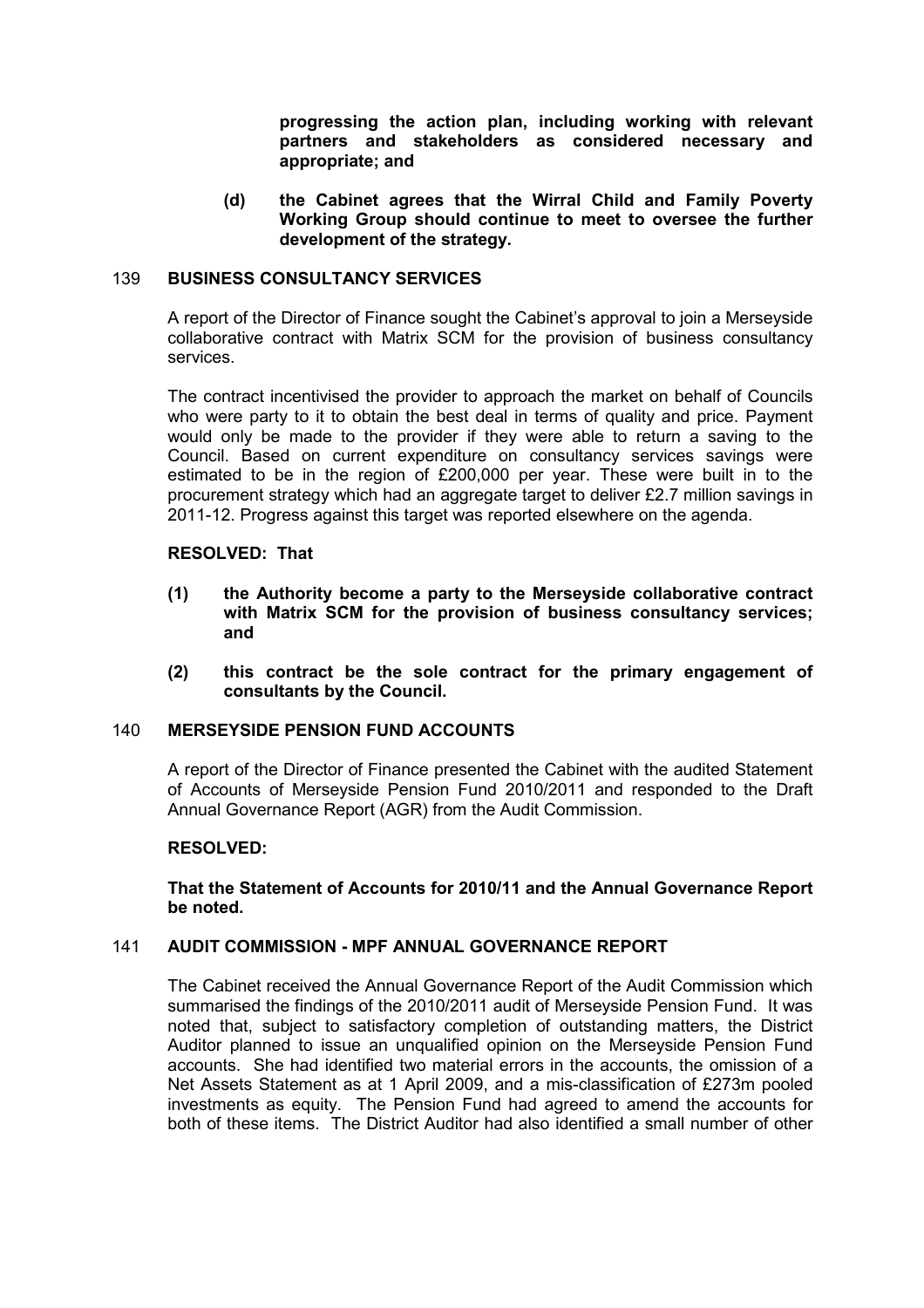**progressing the action plan, including working with relevant partners and stakeholders as considered necessary and appropriate; and**

**(d) the Cabinet agrees that the Wirral Child and Family Poverty Working Group should continue to meet to oversee the further development of the strategy.**

## 139 BUSINESS CONSULTANCY SERVICES

A report of the Director of Finance sought the Cabinet's approval to join a Merseyside collaborative contract with Matrix SCM for the provision of business consultancy services.

The contract incentivised the provider to approach the market on behalf of Councils who were party to it to obtain the best deal in terms of quality and price. Payment would only be made to the provider if they were able to return a saving to the Council. Based on current expenditure on consultancy services savings were estimated to be in the region of £200,000 per year. These were built in to the procurement strategy which had an aggregate target to deliver £2.7 million savings in 2011-12. Progress against this target was reported elsewhere on the agenda.

**RESOLVED: That**

**(1) the Authority become a party to the Merseyside collaborative contract with Matrix SCM for the provision of business consultancy services; and**

**(2) this contract be the sole contract for the primary engagement of consultants by the Council.**

## 140 MERSEYSIDE PENSION FUND ACCOUNTS

A report of the Director of Finance presented the Cabinet with the audited Statement of Accounts of Merseyside Pension Fund 2010/2011 and responded to the Draft Annual Governance Report (AGR) from the Audit Commission.

**RESOLVED:**

**That the Statement of Accounts for 2010/11 and the Annual Governance Report be noted.**

## 141 AUDIT COMMISSION - MPF ANNUAL GOVERNANCE REPORT

The Cabinet received the Annual Governance Report of the Audit Commission which summarised the findings of the 2010/2011 audit of Merseyside Pension Fund. It was noted that, subject to satisfactory completion of outstanding matters, the District Auditor planned to issue an unqualified opinion on the Merseyside Pension Fund accounts. She had identified two material errors in the accounts, the omission of a Net Assets Statement as at 1 April 2009, and a mis-classification of £273m pooled investments as equity. The Pension Fund had agreed to amend the accounts for both of these items. The District Auditor had also identified a small number of other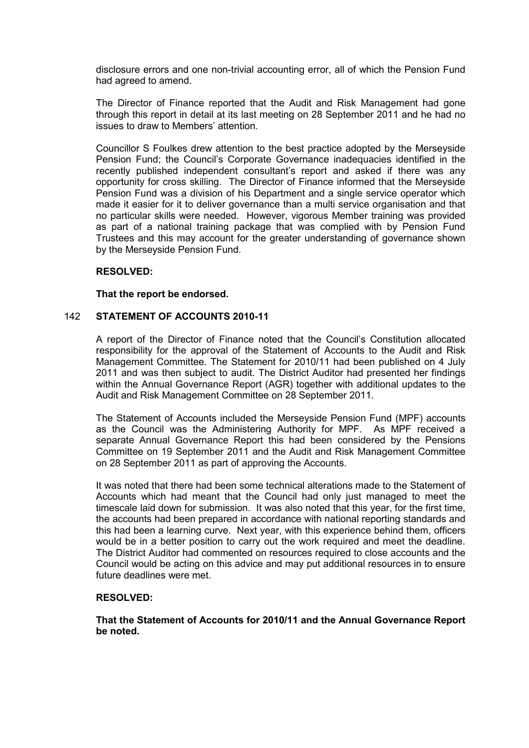disclosure errors and one non-trivial accounting error, all of which the Pension Fund had agreed to amend.

The Director of Finance reported that the Audit and Risk Management had gone through this report in detail at its last meeting on 28 September 2011 and he had no issues to draw to Members' attention.

Councillor S Foulkes drew attention to the best practice adopted by the Merseyside Pension Fund; the Council's Corporate Governance inadequacies identified in the recently published independent consultant's report and asked if there was any opportunity for cross skilling. The Director of Finance informed that the Merseyside Pension Fund was a division of his Department and a single service operator which made it easier for it to deliver governance than a multi service organisation and that no particular skills were needed. However, vigorous Member training was provided as part of a national training package that was complied with by Pension Fund Trustees and this may account for the greater understanding of governance shown by the Merseyside Pension Fund.

**RESOLVED:**

**That the report be endorsed.**

## 142 STATEMENT OF ACCOUNTS 2010-11

A report of the Director of Finance noted that the Council's Constitution allocated responsibility for the approval of the Statement of Accounts to the Audit and Risk Management Committee. The Statement for 2010/11 had been published on 4 July 2011 and was then subject to audit. The District Auditor had presented her findings within the Annual Governance Report (AGR) together with additional updates to the Audit and Risk Management Committee on 28 September 2011.

The Statement of Accounts included the Merseyside Pension Fund (MPF) accounts as the Council was the Administering Authority for MPF. As MPF received a separate Annual Governance Report this had been considered by the Pensions Committee on 19 September 2011 and the Audit and Risk Management Committee on 28 September 2011 as part of approving the Accounts.

It was noted that there had been some technical alterations made to the Statement of Accounts which had meant that the Council had only just managed to meet the timescale laid down for submission. It was also noted that this year, for the first time, the accounts had been prepared in accordance with national reporting standards and this had been a learning curve. Next year, with this experience behind them, officers would be in a better position to carry out the work required and meet the deadline. The District Auditor had commented on resources required to close accounts and the Council would be acting on this advice and may put additional resources in to ensure future deadlines were met.

**RESOLVED:**

**That the Statement of Accounts for 2010/11 and the Annual Governance Report be noted.**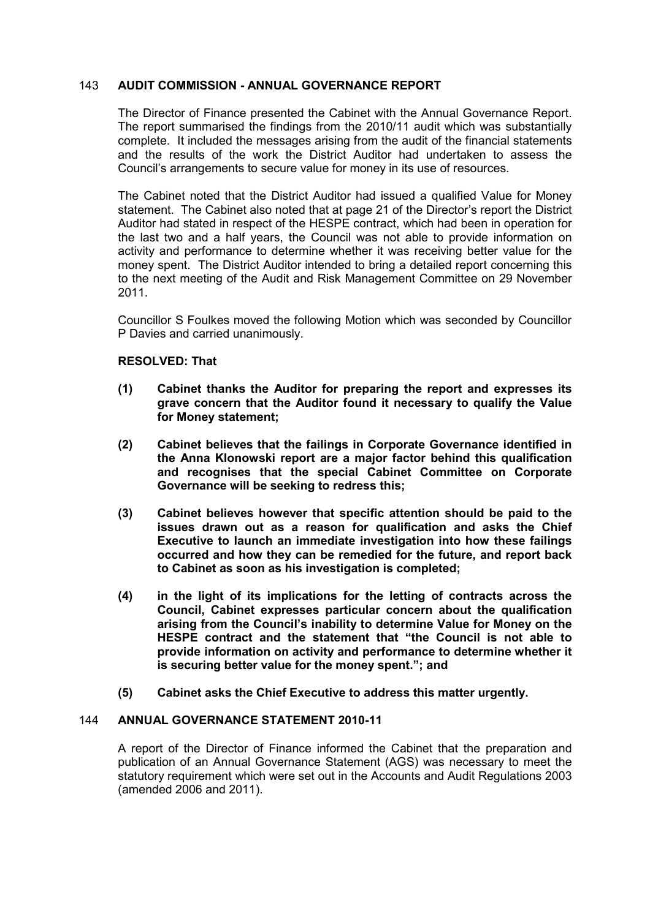## 143 AUDIT COMMISSION - ANNUAL GOVERNANCE REPORT

The Director of Finance presented the Cabinet with the Annual Governance Report. The report summarised the findings from the 2010/11 audit which was substantially complete. It included the messages arising from the audit of the financial statements and the results of the work the District Auditor had undertaken to assess the Council's arrangements to secure value for money in its use of resources.

The Cabinet noted that the District Auditor had issued a qualified Value for Money statement. The Cabinet also noted that at page 21 of the Director's report the District Auditor had stated in respect of the HESPE contract, which had been in operation for the last two and a half years, the Council was not able to provide information on activity and performance to determine whether it was receiving better value for the money spent. The District Auditor intended to bring a detailed report concerning this to the next meeting of the Audit and Risk Management Committee on 29 November 2011.

Councillor S Foulkes moved the following Motion which was seconded by Councillor P Davies and carried unanimously.

**RESOLVED: That**

**(1) Cabinet thanks the Auditor for preparing the report and expresses its grave concern that the Auditor found it necessary to qualify the Value for Money statement;**

**(2) Cabinet believes that the failings in Corporate Governance identified in the Anna Klonowski report are a major factor behind this qualification and recognises that the special Cabinet Committee on Corporate Governance will be seeking to redress this;**

**(3) Cabinet believes however that specific attention should be paid to the issues drawn out as a reason for qualification and asks the Chief Executive to launch an immediate investigation into how these failings occurred and how they can be remedied for the future, and report back to Cabinet as soon as his investigation is completed;**

**(4) in the light of its implications for the letting of contracts across the Council, Cabinet expresses particular concern about the qualification arising from the Council's inability to determine Value for Money on the HESPE contract and the statement that "the Council is not able to provide information on activity and performance to determine whether it is securing better value for the money spent."; and**

**(5) Cabinet asks the Chief Executive to address this matter urgently.**

## 144 ANNUAL GOVERNANCE STATEMENT 2010-11

A report of the Director of Finance informed the Cabinet that the preparation and publication of an Annual Governance Statement (AGS) was necessary to meet the statutory requirement which were set out in the Accounts and Audit Regulations 2003 (amended 2006 and 2011).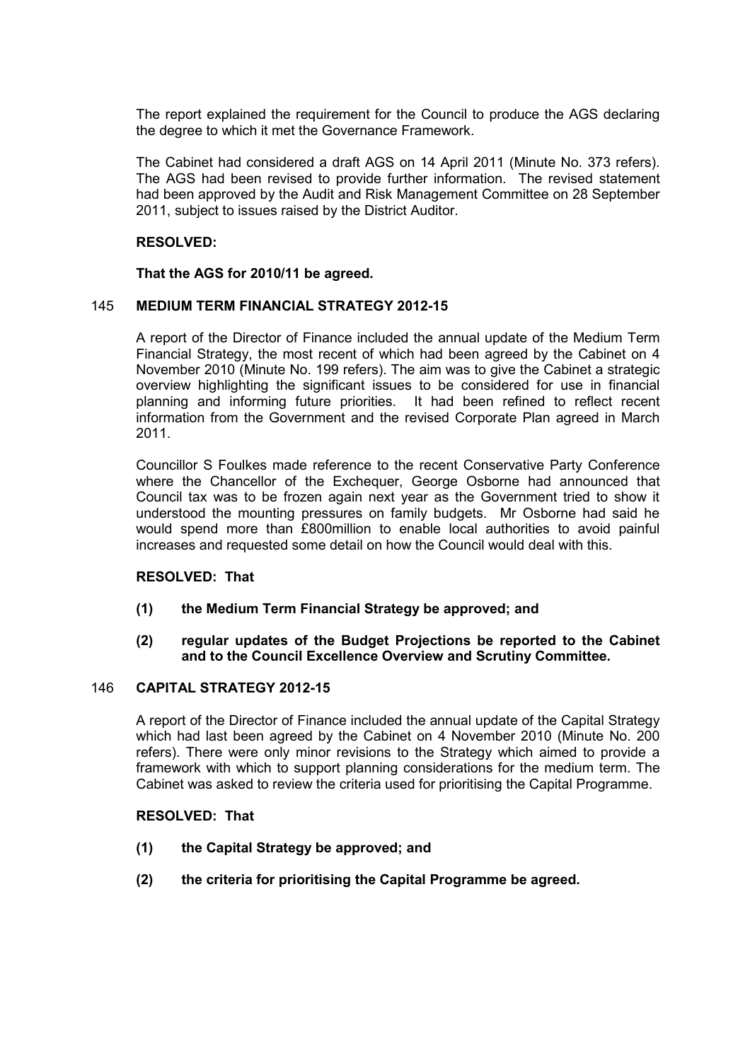The report explained the requirement for the Council to produce the AGS declaring the degree to which it met the Governance Framework.

The Cabinet had considered a draft AGS on 14 April 2011 (Minute No. 373 refers). The AGS had been revised to provide further information. The revised statement had been approved by the Audit and Risk Management Committee on 28 September 2011, subject to issues raised by the District Auditor.

**RESOLVED:**

**That the AGS for 2010/11 be agreed.**

### 145 MEDIUM TERM FINANCIAL STRATEGY 2012-15

A report of the Director of Finance included the annual update of the Medium Term Financial Strategy, the most recent of which had been agreed by the Cabinet on 4 November 2010 (Minute No. 199 refers). The aim was to give the Cabinet a strategic overview highlighting the significant issues to be considered for use in financial planning and informing future priorities. It had been refined to reflect recent information from the Government and the revised Corporate Plan agreed in March 2011.

Councillor S Foulkes made reference to the recent Conservative Party Conference where the Chancellor of the Exchequer, George Osborne had announced that Council tax was to be frozen again next year as the Government tried to show it understood the mounting pressures on family budgets. Mr Osborne had said he would spend more than £800million to enable local authorities to avoid painful increases and requested some detail on how the Council would deal with this.

**RESOLVED: That**

**(1) the Medium Term Financial Strategy be approved; and**

**(2) regular updates of the Budget Projections be reported to the Cabinet and to the Council Excellence Overview and Scrutiny Committee.**

### 146 CAPITAL STRATEGY 2012-15

A report of the Director of Finance included the annual update of the Capital Strategy which had last been agreed by the Cabinet on 4 November 2010 (Minute No. 200 refers). There were only minor revisions to the Strategy which aimed to provide a framework with which to support planning considerations for the medium term. The Cabinet was asked to review the criteria used for prioritising the Capital Programme.

**RESOLVED: That**

**(1) the Capital Strategy be approved; and**

**(2) the criteria for prioritising the Capital Programme be agreed.**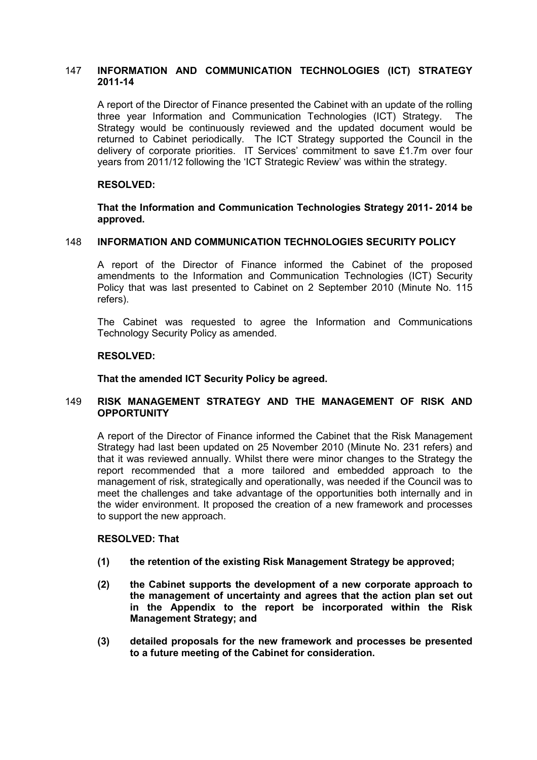## 147 INFORMATION AND COMMUNICATION TECHNOLOGIES (ICT) STRATEGY 2011-14

A report of the Director of Finance presented the Cabinet with an update of the rolling three year Information and Communication Technologies (ICT) Strategy. The Strategy would be continuously reviewed and the updated document would be returned to Cabinet periodically. The ICT Strategy supported the Council in the delivery of corporate priorities. IT Services' commitment to save £1.7m over four years from 2011/12 following the 'ICT Strategic Review' was within the strategy.

**RESOLVED:**

**That the Information and Communication Technologies Strategy 2011- 2014 be approved.**

## 148 INFORMATION AND COMMUNICATION TECHNOLOGIES SECURITY POLICY

A report of the Director of Finance informed the Cabinet of the proposed amendments to the Information and Communication Technologies (ICT) Security Policy that was last presented to Cabinet on 2 September 2010 (Minute No. 115 refers).

The Cabinet was requested to agree the Information and Communications Technology Security Policy as amended.

**RESOLVED:**

**That the amended ICT Security Policy be agreed.**

## 149 RISK MANAGEMENT STRATEGY AND THE MANAGEMENT OF RISK AND OPPORTUNITY

A report of the Director of Finance informed the Cabinet that the Risk Management Strategy had last been updated on 25 November 2010 (Minute No. 231 refers) and that it was reviewed annually. Whilst there were minor changes to the Strategy the report recommended that a more tailored and embedded approach to the management of risk, strategically and operationally, was needed if the Council was to meet the challenges and take advantage of the opportunities both internally and in the wider environment. It proposed the creation of a new framework and processes to support the new approach.

**RESOLVED: That**

**(1) the retention of the existing Risk Management Strategy be approved;**

**(2) the Cabinet supports the development of a new corporate approach to the management of uncertainty and agrees that the action plan set out in the Appendix to the report be incorporated within the Risk Management Strategy; and**

**(3) detailed proposals for the new framework and processes be presented to a future meeting of the Cabinet for consideration.**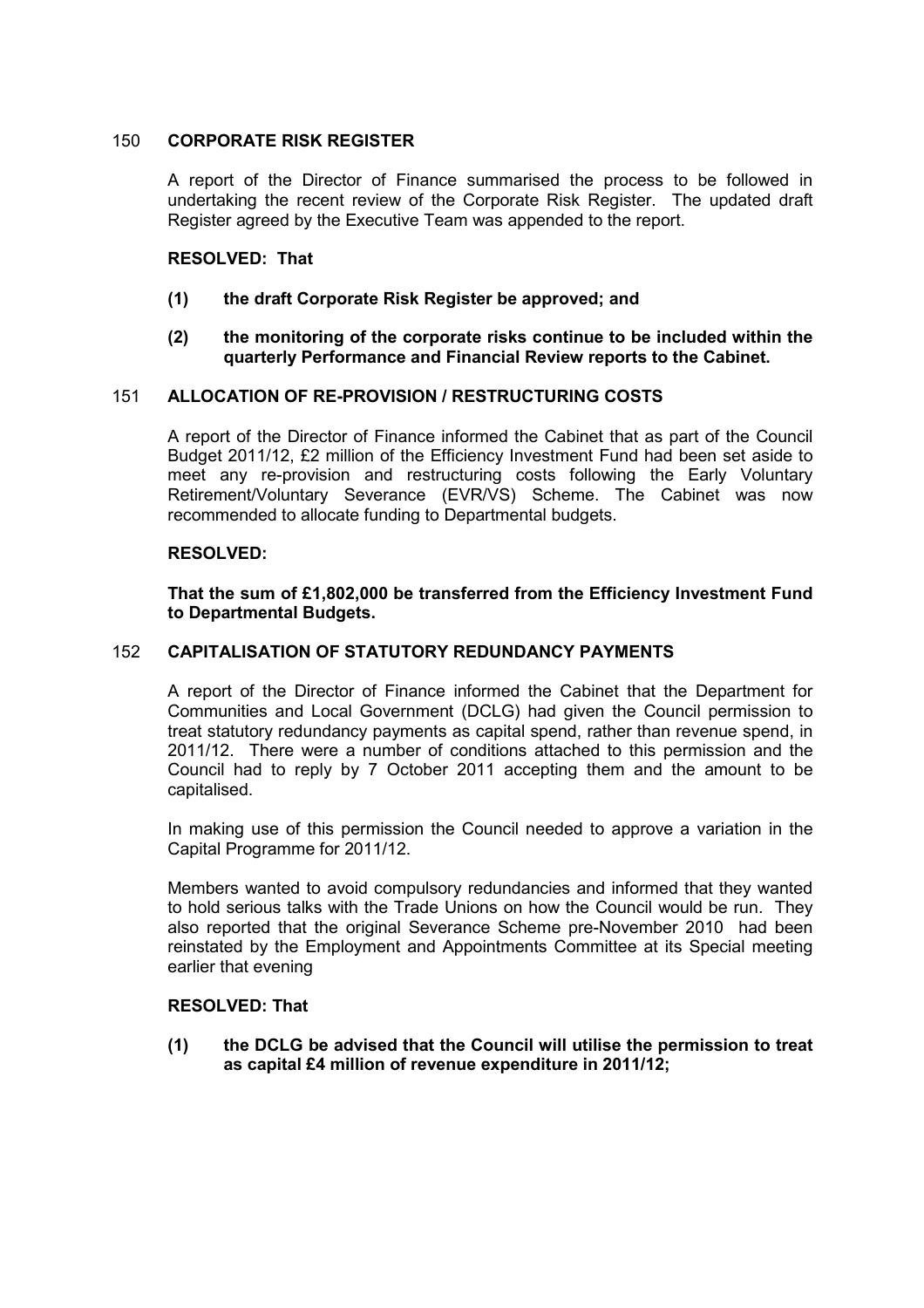## 150 CORPORATE RISK REGISTER

A report of the Director of Finance summarised the process to be followed in undertaking the recent review of the Corporate Risk Register. The updated draft Register agreed by the Executive Team was appended to the report.

**RESOLVED: That**

**(1) the draft Corporate Risk Register be approved; and**

**(2) the monitoring of the corporate risks continue to be included within the quarterly Performance and Financial Review reports to the Cabinet.**

## 151 ALLOCATION OF RE-PROVISION / RESTRUCTURING COSTS

A report of the Director of Finance informed the Cabinet that as part of the Council Budget 2011/12, £2 million of the Efficiency Investment Fund had been set aside to meet any re-provision and restructuring costs following the Early Voluntary Retirement/Voluntary Severance (EVR/VS) Scheme. The Cabinet was now recommended to allocate funding to Departmental budgets.

**RESOLVED:**

**That the sum of £1,802,000 be transferred from the Efficiency Investment Fund to Departmental Budgets.**

## 152 CAPITALISATION OF STATUTORY REDUNDANCY PAYMENTS

A report of the Director of Finance informed the Cabinet that the Department for Communities and Local Government (DCLG) had given the Council permission to treat statutory redundancy payments as capital spend, rather than revenue spend, in 2011/12. There were a number of conditions attached to this permission and the Council had to reply by 7 October 2011 accepting them and the amount to be capitalised.

In making use of this permission the Council needed to approve a variation in the Capital Programme for 2011/12.

Members wanted to avoid compulsory redundancies and informed that they wanted to hold serious talks with the Trade Unions on how the Council would be run. They also reported that the original Severance Scheme pre-November 2010 had been reinstated by the Employment and Appointments Committee at its Special meeting earlier that evening

**RESOLVED: That**

**(1) the DCLG be advised that the Council will utilise the permission to treat as capital £4 million of revenue expenditure in 2011/12;**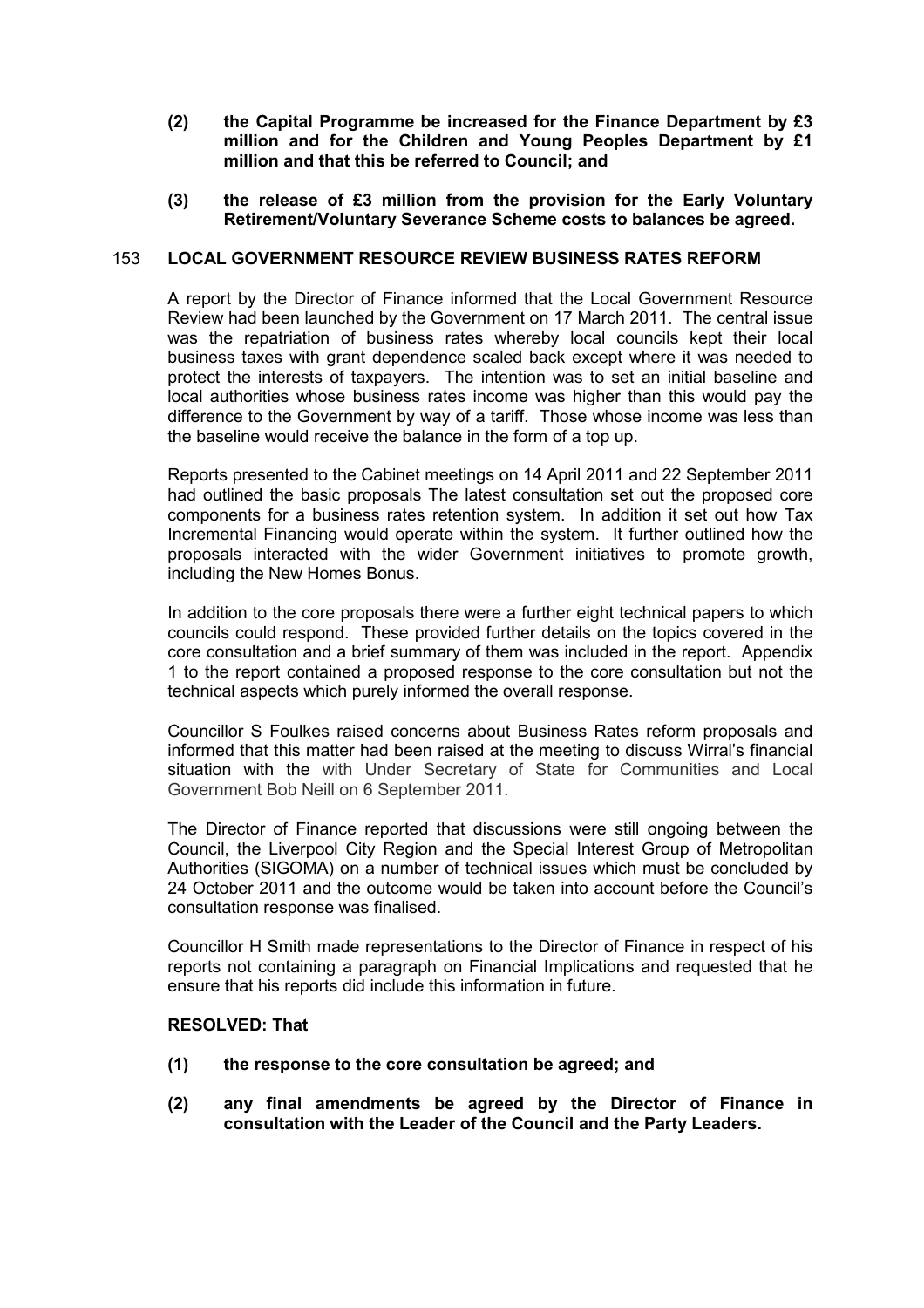**(2) the Capital Programme be increased for the Finance Department by £3 million and for the Children and Young Peoples Department by £1 million and that this be referred to Council; and**

**(3) the release of £3 million from the provision for the Early Voluntary Retirement/Voluntary Severance Scheme costs to balances be agreed.**

## 153 LOCAL GOVERNMENT RESOURCE REVIEW BUSINESS RATES REFORM

A report by the Director of Finance informed that the Local Government Resource Review had been launched by the Government on 17 March 2011. The central issue was the repatriation of business rates whereby local councils kept their local business taxes with grant dependence scaled back except where it was needed to protect the interests of taxpayers. The intention was to set an initial baseline and local authorities whose business rates income was higher than this would pay the difference to the Government by way of a tariff. Those whose income was less than the baseline would receive the balance in the form of a top up.

Reports presented to the Cabinet meetings on 14 April 2011 and 22 September 2011 had outlined the basic proposals The latest consultation set out the proposed core components for a business rates retention system. In addition it set out how Tax Incremental Financing would operate within the system. It further outlined how the proposals interacted with the wider Government initiatives to promote growth, including the New Homes Bonus.

In addition to the core proposals there were a further eight technical papers to which councils could respond. These provided further details on the topics covered in the core consultation and a brief summary of them was included in the report. Appendix 1 to the report contained a proposed response to the core consultation but not the technical aspects which purely informed the overall response.

Councillor S Foulkes raised concerns about Business Rates reform proposals and informed that this matter had been raised at the meeting to discuss Wirral's financial situation with the with Under Secretary of State for Communities and Local Government Bob Neill on 6 September 2011.

The Director of Finance reported that discussions were still ongoing between the Council, the Liverpool City Region and the Special Interest Group of Metropolitan Authorities (SIGOMA) on a number of technical issues which must be concluded by 24 October 2011 and the outcome would be taken into account before the Council's consultation response was finalised.

Councillor H Smith made representations to the Director of Finance in respect of his reports not containing a paragraph on Financial Implications and requested that he ensure that his reports did include this information in future.

**RESOLVED: That**

**(1) the response to the core consultation be agreed; and**

**(2) any final amendments be agreed by the Director of Finance in consultation with the Leader of the Council and the Party Leaders.**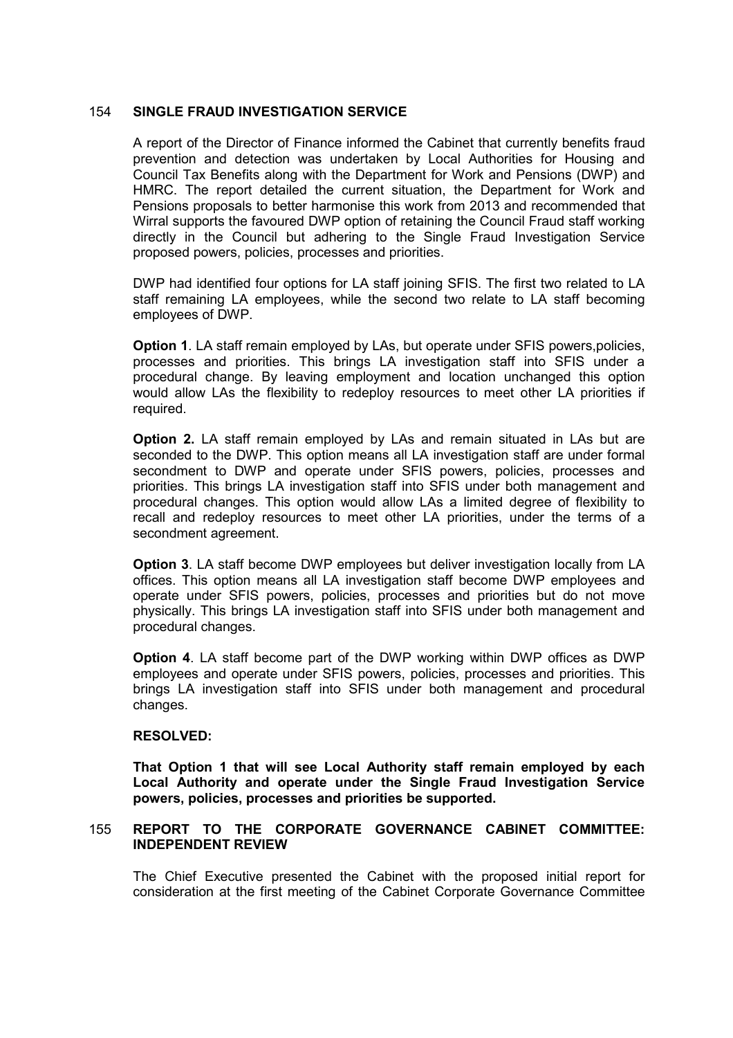## 154 SINGLE FRAUD INVESTIGATION SERVICE

A report of the Director of Finance informed the Cabinet that currently benefits fraud prevention and detection was undertaken by Local Authorities for Housing and Council Tax Benefits along with the Department for Work and Pensions (DWP) and HMRC. The report detailed the current situation, the Department for Work and Pensions proposals to better harmonise this work from 2013 and recommended that Wirral supports the favoured DWP option of retaining the Council Fraud staff working directly in the Council but adhering to the Single Fraud Investigation Service proposed powers, policies, processes and priorities.

DWP had identified four options for LA staff joining SFIS. The first two related to LA staff remaining LA employees, while the second two relate to LA staff becoming employees of DWP.

**Option 1**. LA staff remain employed by LAs, but operate under SFIS powers,policies, processes and priorities. This brings LA investigation staff into SFIS under a procedural change. By leaving employment and location unchanged this option would allow LAs the flexibility to redeploy resources to meet other LA priorities if required.

**Option 2.** LA staff remain employed by LAs and remain situated in LAs but are seconded to the DWP. This option means all LA investigation staff are under formal secondment to DWP and operate under SFIS powers, policies, processes and priorities. This brings LA investigation staff into SFIS under both management and procedural changes. This option would allow LAs a limited degree of flexibility to recall and redeploy resources to meet other LA priorities, under the terms of a secondment agreement.

**Option 3**. LA staff become DWP employees but deliver investigation locally from LA offices. This option means all LA investigation staff become DWP employees and operate under SFIS powers, policies, processes and priorities but do not move physically. This brings LA investigation staff into SFIS under both management and procedural changes.

**Option 4**. LA staff become part of the DWP working within DWP offices as DWP employees and operate under SFIS powers, policies, processes and priorities. This brings LA investigation staff into SFIS under both management and procedural changes.

**RESOLVED:**

**That Option 1 that will see Local Authority staff remain employed by each Local Authority and operate under the Single Fraud Investigation Service powers, policies, processes and priorities be supported.**

## 155 REPORT TO THE CORPORATE GOVERNANCE CABINET COMMITTEE: INDEPENDENT REVIEW

The Chief Executive presented the Cabinet with the proposed initial report for consideration at the first meeting of the Cabinet Corporate Governance Committee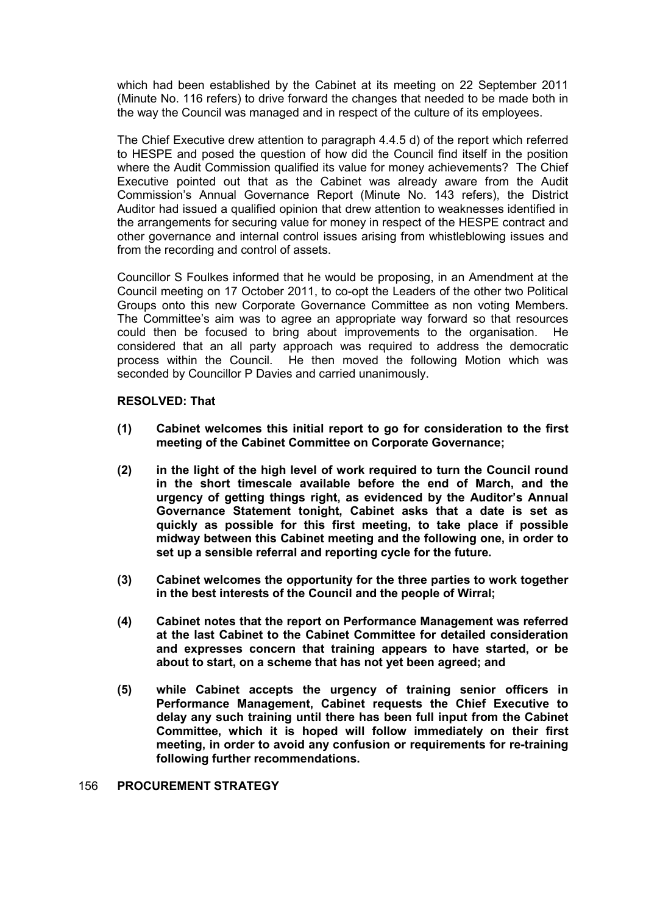which had been established by the Cabinet at its meeting on 22 September 2011 (Minute No. 116 refers) to drive forward the changes that needed to be made both in the way the Council was managed and in respect of the culture of its employees.

The Chief Executive drew attention to paragraph 4.4.5 d) of the report which referred to HESPE and posed the question of how did the Council find itself in the position where the Audit Commission qualified its value for money achievements? The Chief Executive pointed out that as the Cabinet was already aware from the Audit Commission's Annual Governance Report (Minute No. 143 refers), the District Auditor had issued a qualified opinion that drew attention to weaknesses identified in the arrangements for securing value for money in respect of the HESPE contract and other governance and internal control issues arising from whistleblowing issues and from the recording and control of assets.

Councillor S Foulkes informed that he would be proposing, in an Amendment at the Council meeting on 17 October 2011, to co-opt the Leaders of the other two Political Groups onto this new Corporate Governance Committee as non voting Members. The Committee's aim was to agree an appropriate way forward so that resources could then be focused to bring about improvements to the organisation. He considered that an all party approach was required to address the democratic process within the Council. He then moved the following Motion which was seconded by Councillor P Davies and carried unanimously.

**RESOLVED: That**

**(1) Cabinet welcomes this initial report to go for consideration to the first meeting of the Cabinet Committee on Corporate Governance;**

**(2) in the light of the high level of work required to turn the Council round in the short timescale available before the end of March, and the urgency of getting things right, as evidenced by the Auditor's Annual Governance Statement tonight, Cabinet asks that a date is set as quickly as possible for this first meeting, to take place if possible midway between this Cabinet meeting and the following one, in order to set up a sensible referral and reporting cycle for the future.**

**(3) Cabinet welcomes the opportunity for the three parties to work together in the best interests of the Council and the people of Wirral;**

**(4) Cabinet notes that the report on Performance Management was referred at the last Cabinet to the Cabinet Committee for detailed consideration and expresses concern that training appears to have started, or be about to start, on a scheme that has not yet been agreed; and**

**(5) while Cabinet accepts the urgency of training senior officers in Performance Management, Cabinet requests the Chief Executive to delay any such training until there has been full input from the Cabinet Committee, which it is hoped will follow immediately on their first meeting, in order to avoid any confusion or requirements for re-training following further recommendations.**

## 156 PROCUREMENT STRATEGY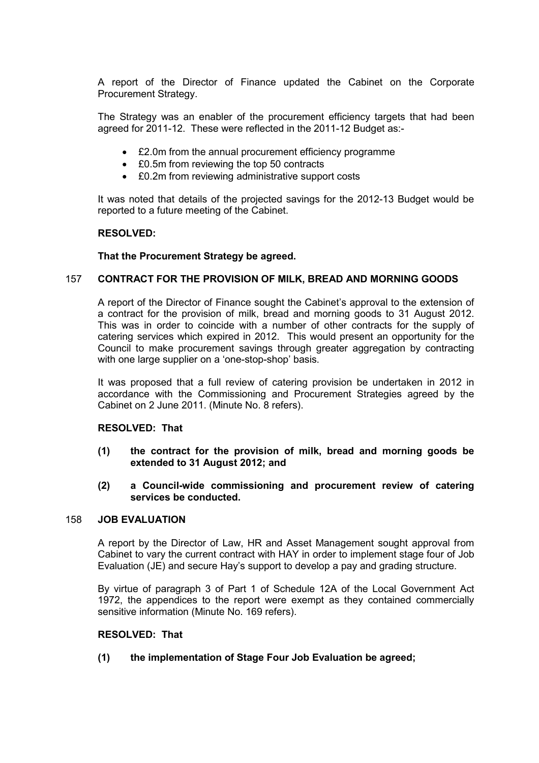A report of the Director of Finance updated the Cabinet on the Corporate Procurement Strategy.

The Strategy was an enabler of the procurement efficiency targets that had been agreed for 2011-12. These were reflected in the 2011-12 Budget as:-

- £2.0m from the annual procurement efficiency programme
- £0.5m from reviewing the top 50 contracts
- £0.2m from reviewing administrative support costs

It was noted that details of the projected savings for the 2012-13 Budget would be reported to a future meeting of the Cabinet.

**RESOLVED:**

**That the Procurement Strategy be agreed.**

## 157 CONTRACT FOR THE PROVISION OF MILK, BREAD AND MORNING GOODS

A report of the Director of Finance sought the Cabinet's approval to the extension of a contract for the provision of milk, bread and morning goods to 31 August 2012. This was in order to coincide with a number of other contracts for the supply of catering services which expired in 2012. This would present an opportunity for the Council to make procurement savings through greater aggregation by contracting with one large supplier on a 'one-stop-shop' basis.

It was proposed that a full review of catering provision be undertaken in 2012 in accordance with the Commissioning and Procurement Strategies agreed by the Cabinet on 2 June 2011. (Minute No. 8 refers).

**RESOLVED: That**

**(1) the contract for the provision of milk, bread and morning goods be extended to 31 August 2012; and**

**(2) a Council-wide commissioning and procurement review of catering services be conducted.**

## 158 JOB EVALUATION

A report by the Director of Law, HR and Asset Management sought approval from Cabinet to vary the current contract with HAY in order to implement stage four of Job Evaluation (JE) and secure Hay's support to develop a pay and grading structure.

By virtue of paragraph 3 of Part 1 of Schedule 12A of the Local Government Act 1972, the appendices to the report were exempt as they contained commercially sensitive information (Minute No. 169 refers).

**RESOLVED: That**

**(1) the implementation of Stage Four Job Evaluation be agreed;**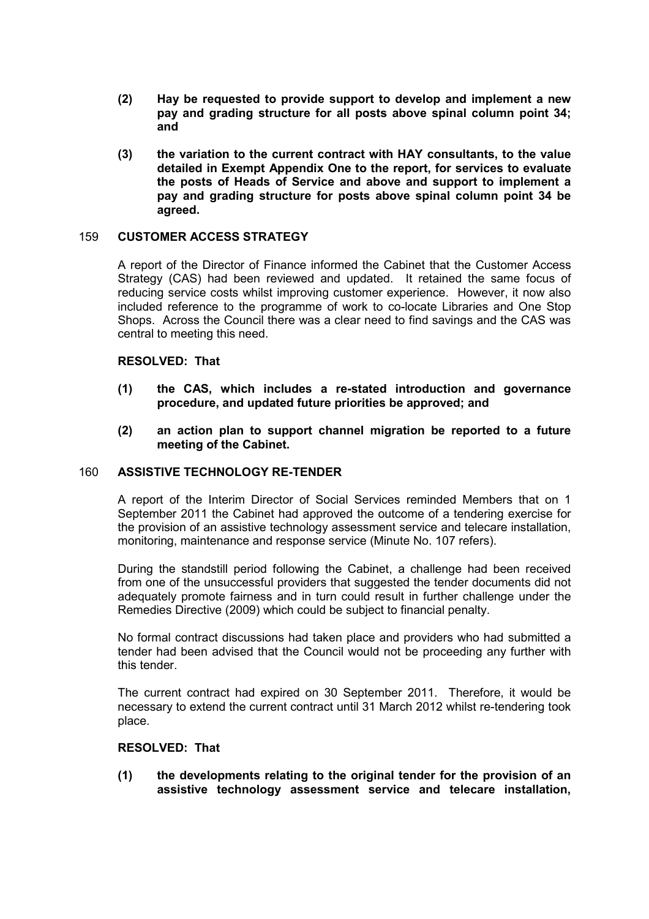**(2) Hay be requested to provide support to develop and implement a new pay and grading structure for all posts above spinal column point 34; and**

**(3) the variation to the current contract with HAY consultants, to the value detailed in Exempt Appendix One to the report, for services to evaluate the posts of Heads of Service and above and support to implement a pay and grading structure for posts above spinal column point 34 be agreed.**

## 159 CUSTOMER ACCESS STRATEGY

A report of the Director of Finance informed the Cabinet that the Customer Access Strategy (CAS) had been reviewed and updated. It retained the same focus of reducing service costs whilst improving customer experience. However, it now also included reference to the programme of work to co-locate Libraries and One Stop Shops. Across the Council there was a clear need to find savings and the CAS was central to meeting this need.

**RESOLVED: That**

**(1) the CAS, which includes a re-stated introduction and governance procedure, and updated future priorities be approved; and**

**(2) an action plan to support channel migration be reported to a future meeting of the Cabinet.**

## 160 ASSISTIVE TECHNOLOGY RE-TENDER

A report of the Interim Director of Social Services reminded Members that on 1 September 2011 the Cabinet had approved the outcome of a tendering exercise for the provision of an assistive technology assessment service and telecare installation, monitoring, maintenance and response service (Minute No. 107 refers).

During the standstill period following the Cabinet, a challenge had been received from one of the unsuccessful providers that suggested the tender documents did not adequately promote fairness and in turn could result in further challenge under the Remedies Directive (2009) which could be subject to financial penalty.

No formal contract discussions had taken place and providers who had submitted a tender had been advised that the Council would not be proceeding any further with this tender.

The current contract had expired on 30 September 2011. Therefore, it would be necessary to extend the current contract until 31 March 2012 whilst re-tendering took place.

**RESOLVED: That**

**(1) the developments relating to the original tender for the provision of an assistive technology assessment service and telecare installation,**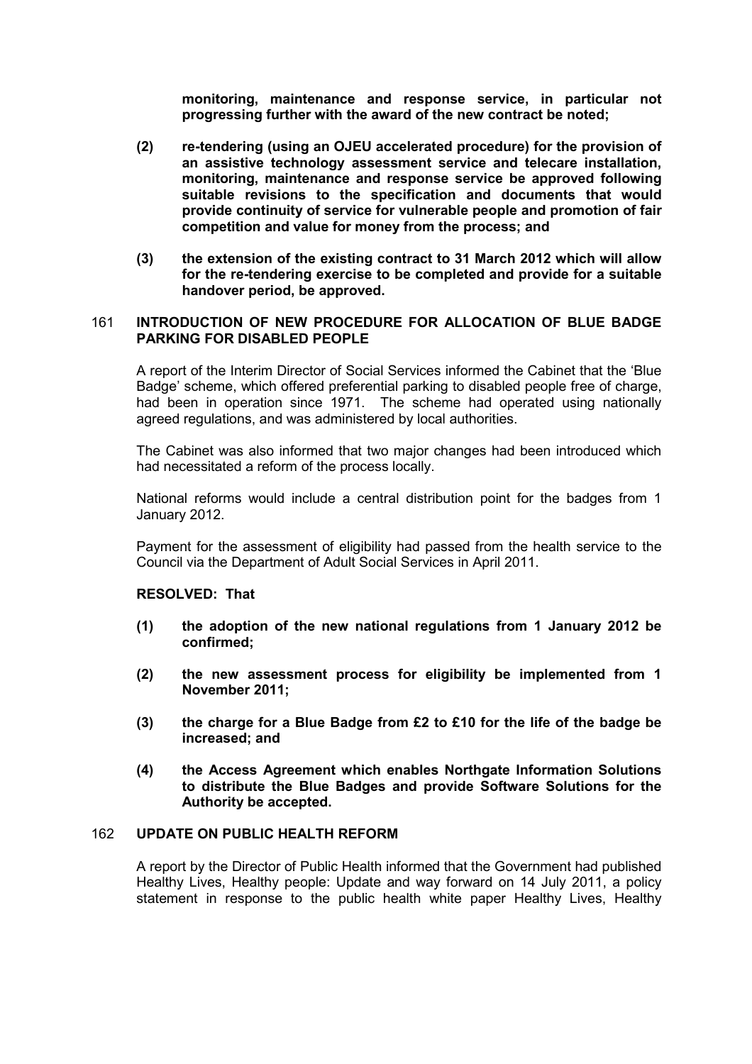**monitoring, maintenance and response service, in particular not progressing further with the award of the new contract be noted;**

**(2) re-tendering (using an OJEU accelerated procedure) for the provision of an assistive technology assessment service and telecare installation, monitoring, maintenance and response service be approved following suitable revisions to the specification and documents that would provide continuity of service for vulnerable people and promotion of fair competition and value for money from the process; and**

**(3) the extension of the existing contract to 31 March 2012 which will allow for the re-tendering exercise to be completed and provide for a suitable handover period, be approved.**

## 161 INTRODUCTION OF NEW PROCEDURE FOR ALLOCATION OF BLUE BADGE PARKING FOR DISABLED PEOPLE

A report of the Interim Director of Social Services informed the Cabinet that the 'Blue Badge' scheme, which offered preferential parking to disabled people free of charge, had been in operation since 1971. The scheme had operated using nationally agreed regulations, and was administered by local authorities.

The Cabinet was also informed that two major changes had been introduced which had necessitated a reform of the process locally.

National reforms would include a central distribution point for the badges from 1 January 2012.

Payment for the assessment of eligibility had passed from the health service to the Council via the Department of Adult Social Services in April 2011.

**RESOLVED: That**

**(1) the adoption of the new national regulations from 1 January 2012 be confirmed;**

**(2) the new assessment process for eligibility be implemented from 1 November 2011;**

**(3) the charge for a Blue Badge from £2 to £10 for the life of the badge be increased; and**

**(4) the Access Agreement which enables Northgate Information Solutions to distribute the Blue Badges and provide Software Solutions for the Authority be accepted.**

## 162 UPDATE ON PUBLIC HEALTH REFORM

A report by the Director of Public Health informed that the Government had published Healthy Lives, Healthy people: Update and way forward on 14 July 2011, a policy statement in response to the public health white paper Healthy Lives, Healthy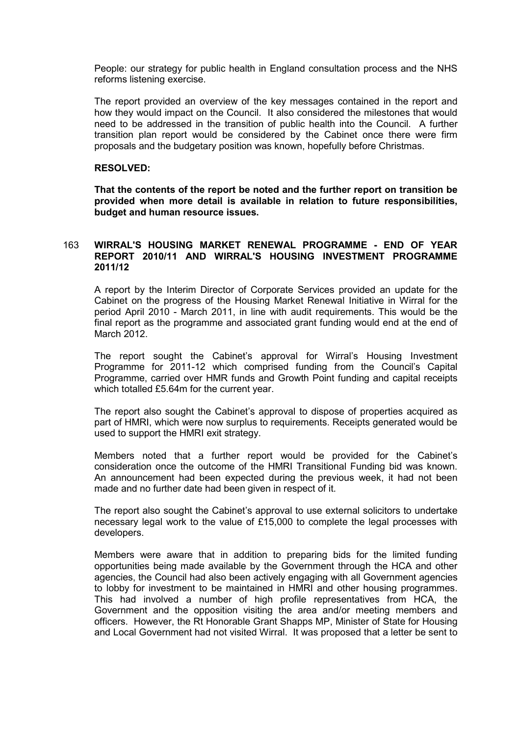People: our strategy for public health in England consultation process and the NHS reforms listening exercise.

The report provided an overview of the key messages contained in the report and how they would impact on the Council. It also considered the milestones that would need to be addressed in the transition of public health into the Council. A further transition plan report would be considered by the Cabinet once there were firm proposals and the budgetary position was known, hopefully before Christmas.

**RESOLVED:**

**That the contents of the report be noted and the further report on transition be provided when more detail is available in relation to future responsibilities, budget and human resource issues.**

## 163 WIRRAL'S HOUSING MARKET RENEWAL PROGRAMME - END OF YEAR REPORT 2010/11 AND WIRRAL'S HOUSING INVESTMENT PROGRAMME 2011/12

A report by the Interim Director of Corporate Services provided an update for the Cabinet on the progress of the Housing Market Renewal Initiative in Wirral for the period April 2010 - March 2011, in line with audit requirements. This would be the final report as the programme and associated grant funding would end at the end of March 2012.

The report sought the Cabinet's approval for Wirral's Housing Investment Programme for 2011-12 which comprised funding from the Council's Capital Programme, carried over HMR funds and Growth Point funding and capital receipts which totalled £5.64m for the current year.

The report also sought the Cabinet's approval to dispose of properties acquired as part of HMRI, which were now surplus to requirements. Receipts generated would be used to support the HMRI exit strategy.

Members noted that a further report would be provided for the Cabinet's consideration once the outcome of the HMRI Transitional Funding bid was known. An announcement had been expected during the previous week, it had not been made and no further date had been given in respect of it.

The report also sought the Cabinet's approval to use external solicitors to undertake necessary legal work to the value of £15,000 to complete the legal processes with developers.

Members were aware that in addition to preparing bids for the limited funding opportunities being made available by the Government through the HCA and other agencies, the Council had also been actively engaging with all Government agencies to lobby for investment to be maintained in HMRI and other housing programmes. This had involved a number of high profile representatives from HCA, the Government and the opposition visiting the area and/or meeting members and officers. However, the Rt Honorable Grant Shapps MP, Minister of State for Housing and Local Government had not visited Wirral. It was proposed that a letter be sent to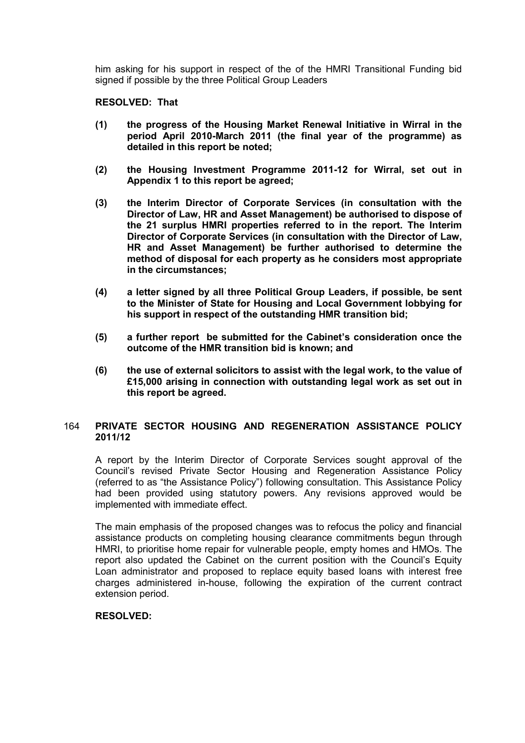him asking for his support in respect of the of the HMRI Transitional Funding bid signed if possible by the three Political Group Leaders

**RESOLVED: That**

**(1) the progress of the Housing Market Renewal Initiative in Wirral in the period April 2010-March 2011 (the final year of the programme) as detailed in this report be noted;**

**(2) the Housing Investment Programme 2011-12 for Wirral, set out in Appendix 1 to this report be agreed;**

**(3) the Interim Director of Corporate Services (in consultation with the Director of Law, HR and Asset Management) be authorised to dispose of the 21 surplus HMRI properties referred to in the report. The Interim Director of Corporate Services (in consultation with the Director of Law, HR and Asset Management) be further authorised to determine the method of disposal for each property as he considers most appropriate in the circumstances;**

**(4) a letter signed by all three Political Group Leaders, if possible, be sent to the Minister of State for Housing and Local Government lobbying for his support in respect of the outstanding HMR transition bid;**

**(5) a further report be submitted for the Cabinet's consideration once the outcome of the HMR transition bid is known; and**

**(6) the use of external solicitors to assist with the legal work, to the value of £15,000 arising in connection with outstanding legal work as set out in this report be agreed.**

## 164 PRIVATE SECTOR HOUSING AND REGENERATION ASSISTANCE POLICY 2011/12

A report by the Interim Director of Corporate Services sought approval of the Council's revised Private Sector Housing and Regeneration Assistance Policy (referred to as "the Assistance Policy") following consultation. This Assistance Policy had been provided using statutory powers. Any revisions approved would be implemented with immediate effect.

The main emphasis of the proposed changes was to refocus the policy and financial assistance products on completing housing clearance commitments begun through HMRI, to prioritise home repair for vulnerable people, empty homes and HMOs. The report also updated the Cabinet on the current position with the Council's Equity Loan administrator and proposed to replace equity based loans with interest free charges administered in-house, following the expiration of the current contract extension period.

**RESOLVED:**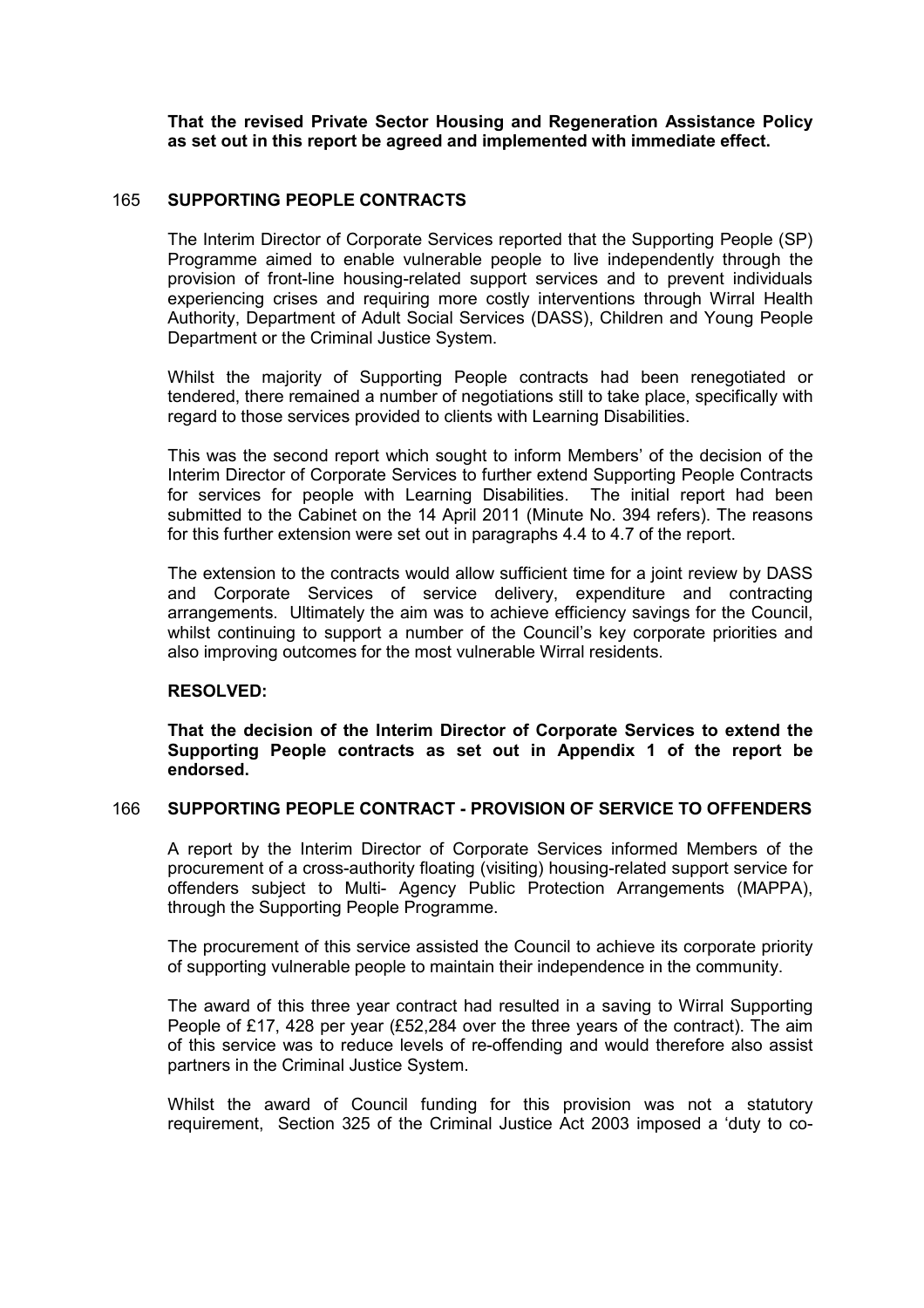**That the revised Private Sector Housing and Regeneration Assistance Policy as set out in this report be agreed and implemented with immediate effect.**

## 165 SUPPORTING PEOPLE CONTRACTS

The Interim Director of Corporate Services reported that the Supporting People (SP) Programme aimed to enable vulnerable people to live independently through the provision of front-line housing-related support services and to prevent individuals experiencing crises and requiring more costly interventions through Wirral Health Authority, Department of Adult Social Services (DASS), Children and Young People Department or the Criminal Justice System.

Whilst the majority of Supporting People contracts had been renegotiated or tendered, there remained a number of negotiations still to take place, specifically with regard to those services provided to clients with Learning Disabilities.

This was the second report which sought to inform Members' of the decision of the Interim Director of Corporate Services to further extend Supporting People Contracts for services for people with Learning Disabilities. The initial report had been submitted to the Cabinet on the 14 April 2011 (Minute No. 394 refers). The reasons for this further extension were set out in paragraphs 4.4 to 4.7 of the report.

The extension to the contracts would allow sufficient time for a joint review by DASS and Corporate Services of service delivery, expenditure and contracting arrangements. Ultimately the aim was to achieve efficiency savings for the Council, whilst continuing to support a number of the Council's key corporate priorities and also improving outcomes for the most vulnerable Wirral residents.

**RESOLVED:**

**That the decision of the Interim Director of Corporate Services to extend the Supporting People contracts as set out in Appendix 1 of the report be endorsed.**

## 166 SUPPORTING PEOPLE CONTRACT - PROVISION OF SERVICE TO OFFENDERS

A report by the Interim Director of Corporate Services informed Members of the procurement of a cross-authority floating (visiting) housing-related support service for offenders subject to Multi- Agency Public Protection Arrangements (MAPPA), through the Supporting People Programme.

The procurement of this service assisted the Council to achieve its corporate priority of supporting vulnerable people to maintain their independence in the community.

The award of this three year contract had resulted in a saving to Wirral Supporting People of £17, 428 per year (£52,284 over the three years of the contract). The aim of this service was to reduce levels of re-offending and would therefore also assist partners in the Criminal Justice System.

Whilst the award of Council funding for this provision was not a statutory requirement, Section 325 of the Criminal Justice Act 2003 imposed a 'duty to co-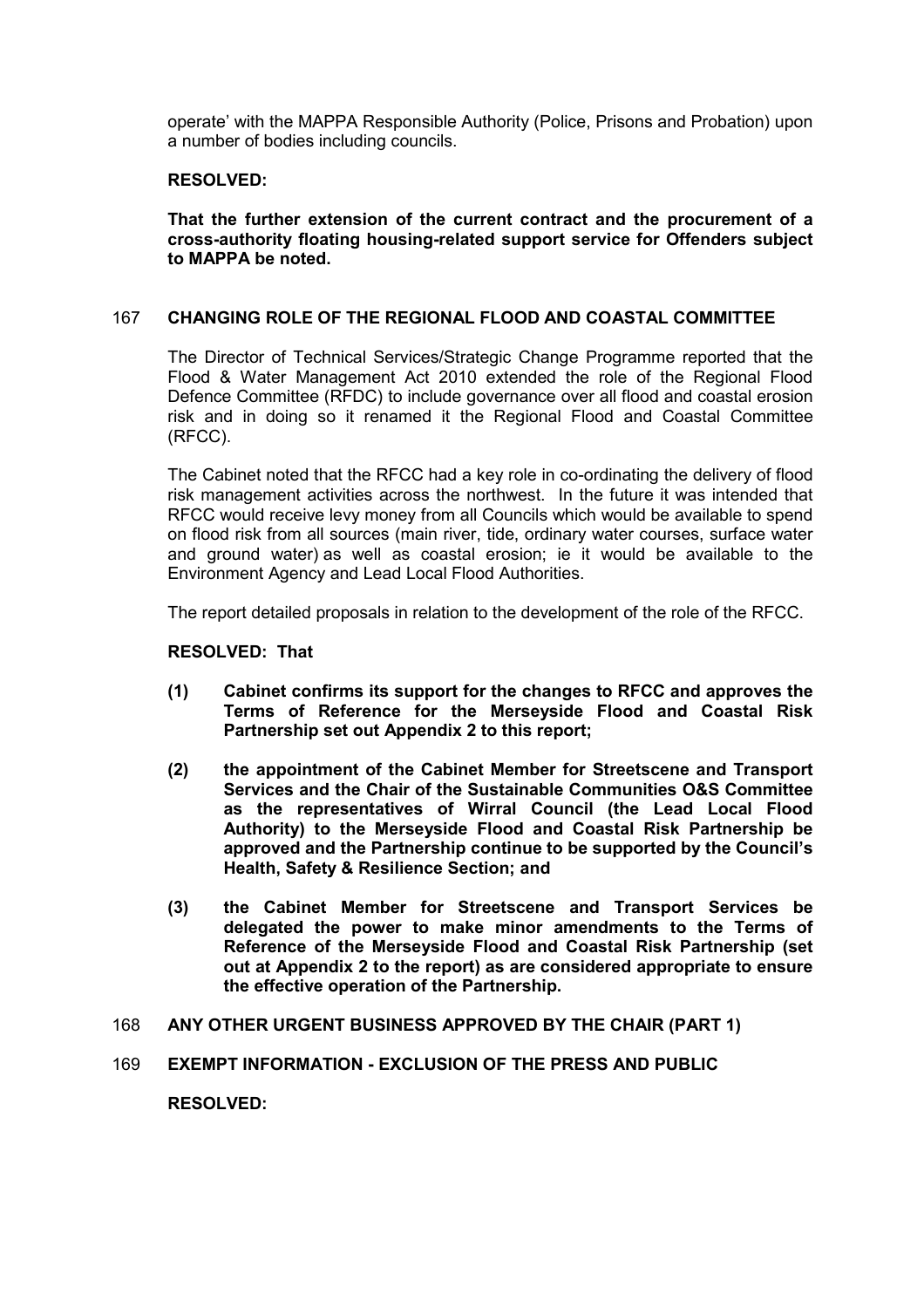operate' with the MAPPA Responsible Authority (Police, Prisons and Probation) upon a number of bodies including councils.

**RESOLVED:**

**That the further extension of the current contract and the procurement of a cross-authority floating housing-related support service for Offenders subject to MAPPA be noted.**

## 167 CHANGING ROLE OF THE REGIONAL FLOOD AND COASTAL COMMITTEE

The Director of Technical Services/Strategic Change Programme reported that the Flood & Water Management Act 2010 extended the role of the Regional Flood Defence Committee (RFDC) to include governance over all flood and coastal erosion risk and in doing so it renamed it the Regional Flood and Coastal Committee (RFCC).

The Cabinet noted that the RFCC had a key role in co-ordinating the delivery of flood risk management activities across the northwest. In the future it was intended that RFCC would receive levy money from all Councils which would be available to spend on flood risk from all sources (main river, tide, ordinary water courses, surface water and ground water) as well as coastal erosion; ie it would be available to the Environment Agency and Lead Local Flood Authorities.

The report detailed proposals in relation to the development of the role of the RFCC.

**RESOLVED: That**

**(1) Cabinet confirms its support for the changes to RFCC and approves the Terms of Reference for the Merseyside Flood and Coastal Risk Partnership set out Appendix 2 to this report;**

**(2) the appointment of the Cabinet Member for Streetscene and Transport Services and the Chair of the Sustainable Communities O&S Committee as the representatives of Wirral Council (the Lead Local Flood Authority) to the Merseyside Flood and Coastal Risk Partnership be approved and the Partnership continue to be supported by the Council's Health, Safety & Resilience Section; and**

**(3) the Cabinet Member for Streetscene and Transport Services be delegated the power to make minor amendments to the Terms of Reference of the Merseyside Flood and Coastal Risk Partnership (set out at Appendix 2 to the report) as are considered appropriate to ensure the effective operation of the Partnership.**

## 168 ANY OTHER URGENT BUSINESS APPROVED BY THE CHAIR (PART 1)

## 169 EXEMPT INFORMATION - EXCLUSION OF THE PRESS AND PUBLIC

**RESOLVED:**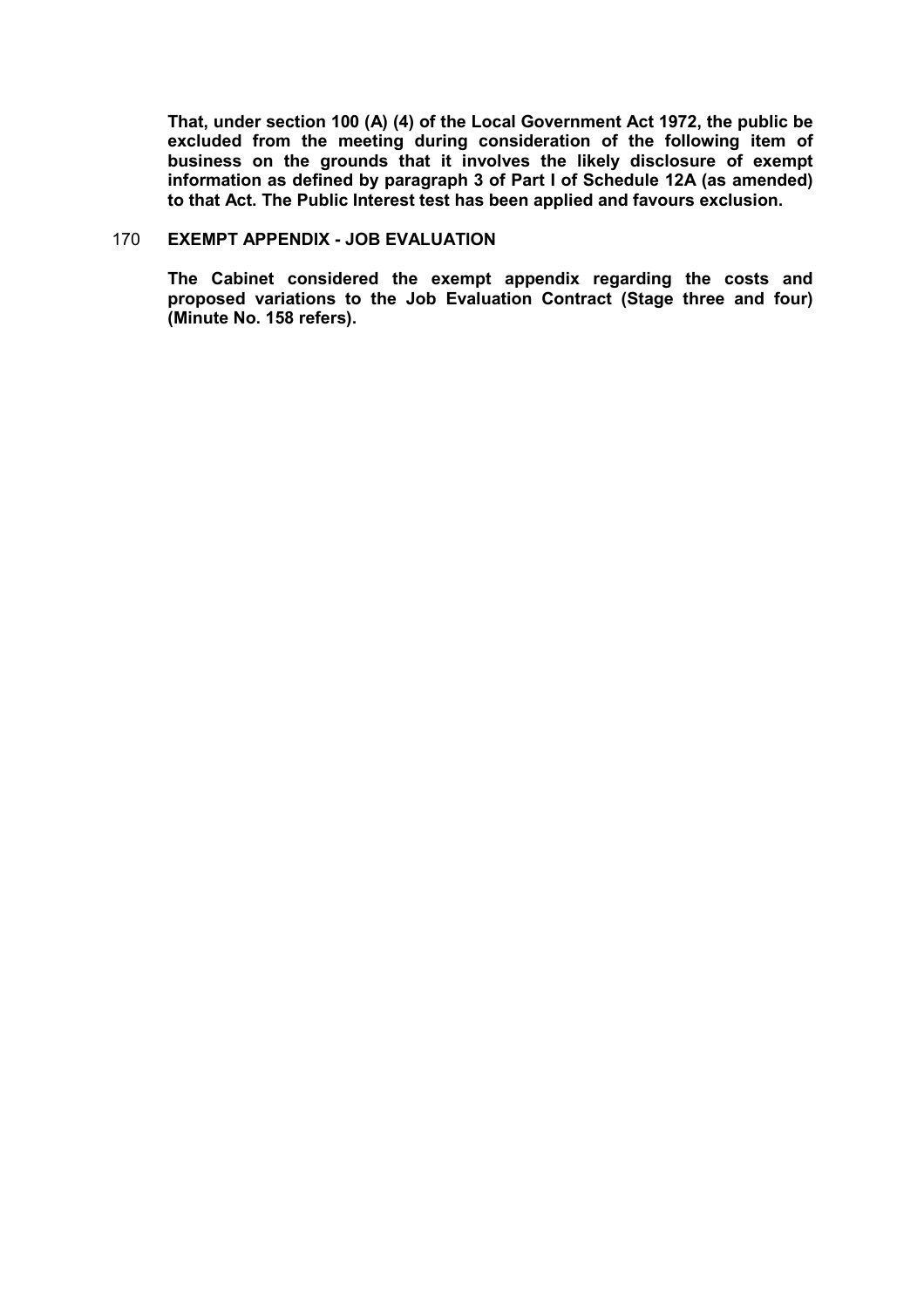**That, under section 100 (A) (4) of the Local Government Act 1972, the public be excluded from the meeting during consideration of the following item of business on the grounds that it involves the likely disclosure of exempt information as defined by paragraph 3 of Part I of Schedule 12A (as amended) to that Act. The Public Interest test has been applied and favours exclusion.**

170 **EXEMPT APPENDIX - JOB EVALUATION**

**The Cabinet considered the exempt appendix regarding the costs and proposed variations to the Job Evaluation Contract (Stage three and four) (Minute No. 158 refers).**